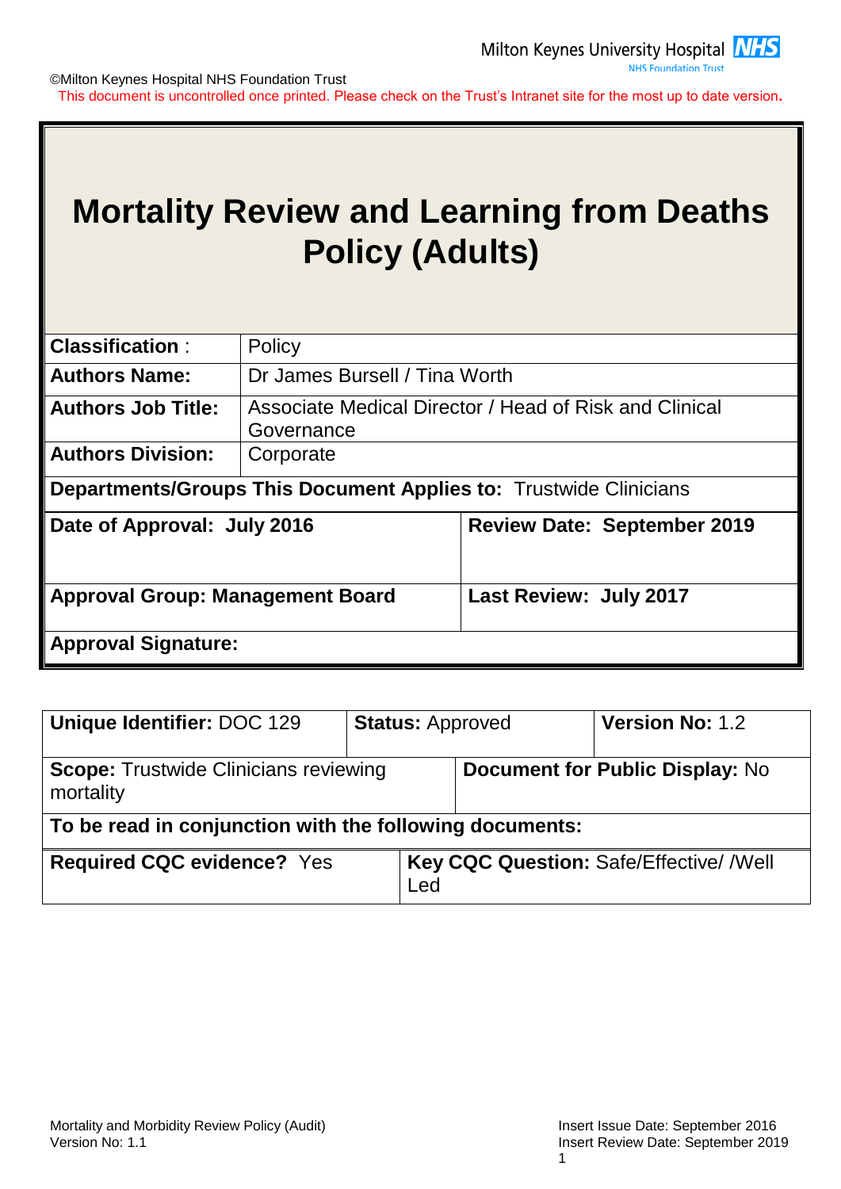Milton Keynes University Hospital NHS Foundation Trust

©Milton Keynes Hospital NHS Foundation Trust
This document is uncontrolled once printed. Please check on the Trust's Intranet site for the most up to date version.

# Mortality Review and Learning from Deaths Policy (Adults)

| | |
|---|---|
| **Classification** : | Policy |
| **Authors Name:** | Dr James Bursell / Tina Worth |
| **Authors Job Title:** | Associate Medical Director / Head of Risk and Clinical Governance |
| **Authors Division:** | Corporate |
| **Departments/Groups This Document Applies to:** Trustwide Clinicians | |
| **Date of Approval: July 2016** | **Review Date: September 2019** |
| **Approval Group: Management Board** | **Last Review: July 2017** |
| **Approval Signature:** | |

| | | |
|---|---|---|
| **Unique Identifier:** DOC 129 | **Status:** Approved | **Version No:** 1.2 |
| **Scope:** Trustwide Clinicians reviewing mortality | **Document for Public Display:** No | |
| **To be read in conjunction with the following documents:** | | |
| **Required CQC evidence?** Yes | **Key CQC Question:** Safe/Effective/ /Well Led | |

Mortality and Morbidity Review Policy (Audit)
Version No: 1.1

Insert Issue Date: September 2016
Insert Review Date: September 2019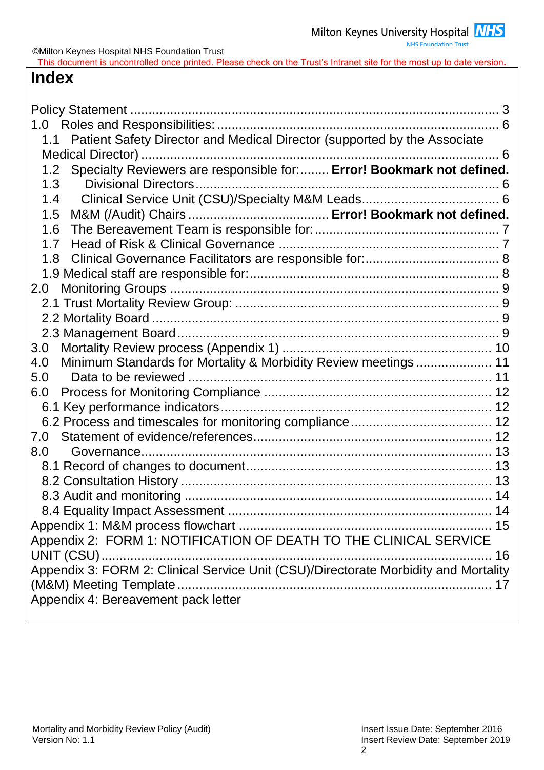# Index

Policy Statement ........................................................................................................ 3
1.0 Roles and Responsibilities: ............................................................................ 6
  1.1 Patient Safety Director and Medical Director (supported by the Associate Medical Director) ................................................................................................ 6
  1.2 Specialty Reviewers are responsible for:........ **Error! Bookmark not defined.**
  1.3 Divisional Directors.................................................................................. 6
  1.4 Clinical Service Unit (CSU)/Specialty M&M Leads..................................... 6
  1.5 M&M (/Audit) Chairs ....................................... **Error! Bookmark not defined.**
  1.6 The Bereavement Team is responsible for:................................................... 7
  1.7 Head of Risk & Clinical Governance ........................................................... 7
  1.8 Clinical Governance Facilitators are responsible for:.................................... 8
  1.9 Medical staff are responsible for:................................................................... 8
2.0 Monitoring Groups .......................................................................................... 9
  2.1 Trust Mortality Review Group: ....................................................................... 9
  2.2 Mortality Board ............................................................................................. 9
  2.3 Management Board........................................................................................ 9
3.0 Mortality Review process (Appendix 1) ........................................................ 10
4.0 Minimum Standards for Mortality & Morbidity Review meetings ..................... 11
5.0 Data to be reviewed ................................................................................... 11
6.0 Process for Monitoring Compliance ............................................................. 12
  6.1 Key performance indicators........................................................................ 12
  6.2 Process and timescales for monitoring compliance ..................................... 12
7.0 Statement of evidence/references................................................................ 12
8.0 Governance................................................................................................ 13
  8.1 Record of changes to document.................................................................. 13
  8.2 Consultation History ................................................................................... 13
  8.3 Audit and monitoring .................................................................................. 14
  8.4 Equality Impact Assessment ....................................................................... 14
Appendix 1: M&M process flowchart .................................................................... 15
Appendix 2: FORM 1: NOTIFICATION OF DEATH TO THE CLINICAL SERVICE UNIT (CSU)........................................................................................................ 16
Appendix 3: FORM 2: Clinical Service Unit (CSU)/Directorate Morbidity and Mortality (M&M) Meeting Template .................................................................................... 17
Appendix 4: Bereavement pack letter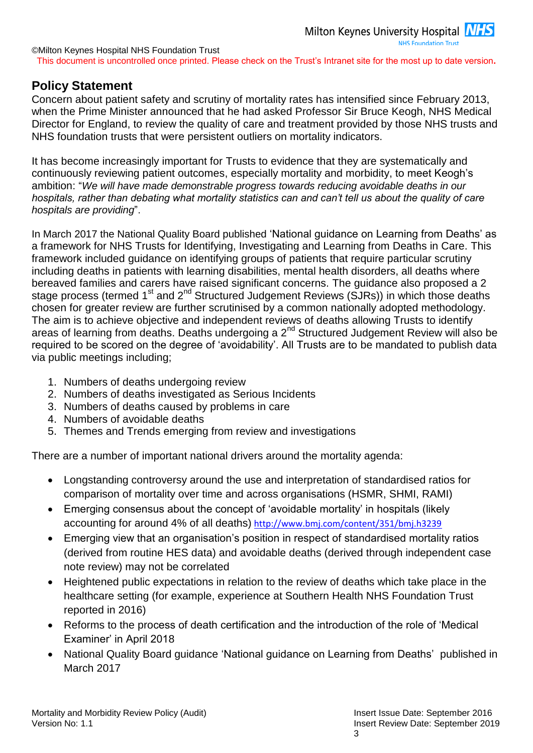## Policy Statement

Concern about patient safety and scrutiny of mortality rates has intensified since February 2013, when the Prime Minister announced that he had asked Professor Sir Bruce Keogh, NHS Medical Director for England, to review the quality of care and treatment provided by those NHS trusts and NHS foundation trusts that were persistent outliers on mortality indicators.

It has become increasingly important for Trusts to evidence that they are systematically and continuously reviewing patient outcomes, especially mortality and morbidity, to meet Keogh's ambition: "*We will have made demonstrable progress towards reducing avoidable deaths in our hospitals, rather than debating what mortality statistics can and can't tell us about the quality of care hospitals are providing*".

In March 2017 the National Quality Board published 'National guidance on Learning from Deaths' as a framework for NHS Trusts for Identifying, Investigating and Learning from Deaths in Care. This framework included guidance on identifying groups of patients that require particular scrutiny including deaths in patients with learning disabilities, mental health disorders, all deaths where bereaved families and carers have raised significant concerns. The guidance also proposed a 2 stage process (termed 1st and 2nd Structured Judgement Reviews (SJRs)) in which those deaths chosen for greater review are further scrutinised by a common nationally adopted methodology. The aim is to achieve objective and independent reviews of deaths allowing Trusts to identify areas of learning from deaths. Deaths undergoing a 2nd Structured Judgement Review will also be required to be scored on the degree of 'avoidability'. All Trusts are to be mandated to publish data via public meetings including;

1. Numbers of deaths undergoing review
2. Numbers of deaths investigated as Serious Incidents
3. Numbers of deaths caused by problems in care
4. Numbers of avoidable deaths
5. Themes and Trends emerging from review and investigations

There are a number of important national drivers around the mortality agenda:

- Longstanding controversy around the use and interpretation of standardised ratios for comparison of mortality over time and across organisations (HSMR, SHMI, RAMI)
- Emerging consensus about the concept of 'avoidable mortality' in hospitals (likely accounting for around 4% of all deaths) http://www.bmj.com/content/351/bmj.h3239
- Emerging view that an organisation's position in respect of standardised mortality ratios (derived from routine HES data) and avoidable deaths (derived through independent case note review) may not be correlated
- Heightened public expectations in relation to the review of deaths which take place in the healthcare setting (for example, experience at Southern Health NHS Foundation Trust reported in 2016)
- Reforms to the process of death certification and the introduction of the role of 'Medical Examiner' in April 2018
- National Quality Board guidance 'National guidance on Learning from Deaths' published in March 2017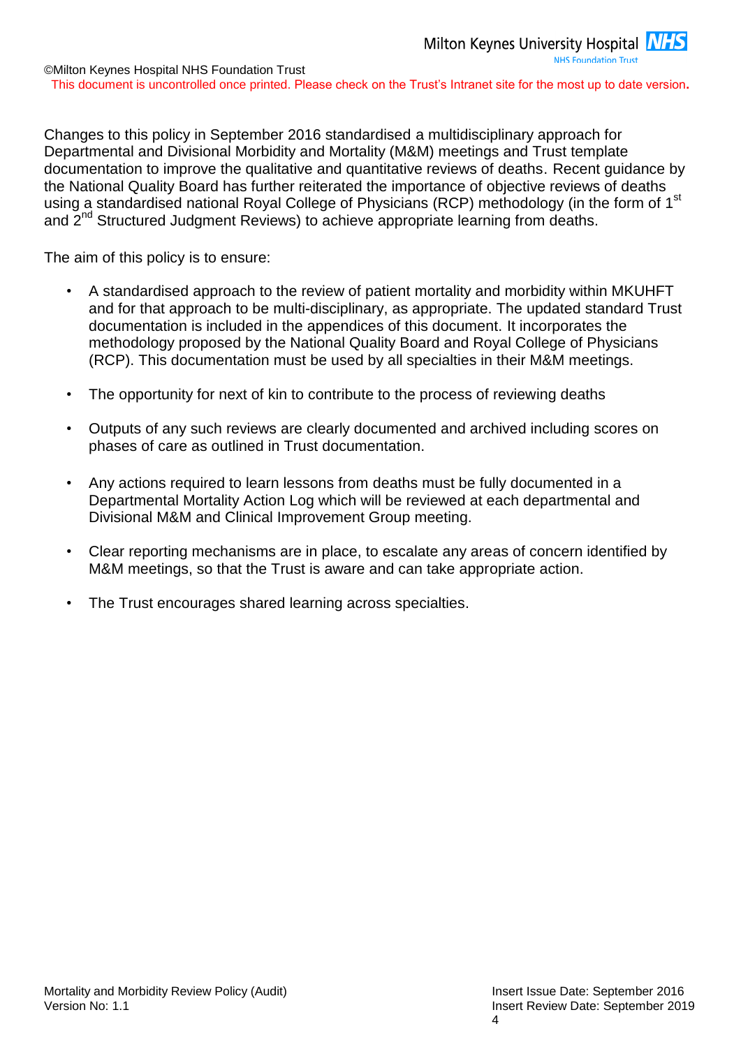Changes to this policy in September 2016 standardised a multidisciplinary approach for Departmental and Divisional Morbidity and Mortality (M&M) meetings and Trust template documentation to improve the qualitative and quantitative reviews of deaths. Recent guidance by the National Quality Board has further reiterated the importance of objective reviews of deaths using a standardised national Royal College of Physicians (RCP) methodology (in the form of 1st and 2nd Structured Judgment Reviews) to achieve appropriate learning from deaths.

The aim of this policy is to ensure:

- A standardised approach to the review of patient mortality and morbidity within MKUHFT and for that approach to be multi-disciplinary, as appropriate. The updated standard Trust documentation is included in the appendices of this document. It incorporates the methodology proposed by the National Quality Board and Royal College of Physicians (RCP). This documentation must be used by all specialties in their M&M meetings.

- The opportunity for next of kin to contribute to the process of reviewing deaths

- Outputs of any such reviews are clearly documented and archived including scores on phases of care as outlined in Trust documentation.

- Any actions required to learn lessons from deaths must be fully documented in a Departmental Mortality Action Log which will be reviewed at each departmental and Divisional M&M and Clinical Improvement Group meeting.

- Clear reporting mechanisms are in place, to escalate any areas of concern identified by M&M meetings, so that the Trust is aware and can take appropriate action.

- The Trust encourages shared learning across specialties.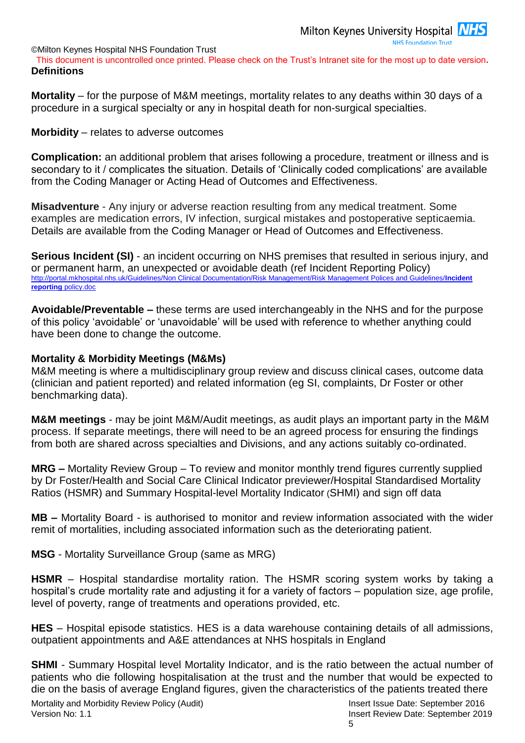©Milton Keynes Hospital NHS Foundation Trust

This document is uncontrolled once printed. Please check on the Trust's Intranet site for the most up to date version.

**Definitions**

**Mortality** – for the purpose of M&M meetings, mortality relates to any deaths within 30 days of a procedure in a surgical specialty or any in hospital death for non-surgical specialties.

**Morbidity** – relates to adverse outcomes

**Complication:** an additional problem that arises following a procedure, treatment or illness and is secondary to it / complicates the situation. Details of 'Clinically coded complications' are available from the Coding Manager or Acting Head of Outcomes and Effectiveness.

**Misadventure** - Any injury or adverse reaction resulting from any medical treatment. Some examples are medication errors, IV infection, surgical mistakes and postoperative septicaemia. Details are available from the Coding Manager or Head of Outcomes and Effectiveness.

**Serious Incident (SI)** - an incident occurring on NHS premises that resulted in serious injury, and or permanent harm, an unexpected or avoidable death (ref Incident Reporting Policy) http://portal.mkhospital.nhs.uk/Guidelines/Non Clinical Documentation/Risk Management/Risk Management Polices and Guidelines/**Incident reporting** policy.doc

**Avoidable/Preventable –** these terms are used interchangeably in the NHS and for the purpose of this policy 'avoidable' or 'unavoidable' will be used with reference to whether anything could have been done to change the outcome.

**Mortality & Morbidity Meetings (M&Ms)**
M&M meeting is where a multidisciplinary group review and discuss clinical cases, outcome data (clinician and patient reported) and related information (eg SI, complaints, Dr Foster or other benchmarking data).

**M&M meetings** - may be joint M&M/Audit meetings, as audit plays an important party in the M&M process. If separate meetings, there will need to be an agreed process for ensuring the findings from both are shared across specialties and Divisions, and any actions suitably co-ordinated.

**MRG –** Mortality Review Group – To review and monitor monthly trend figures currently supplied by Dr Foster/Health and Social Care Clinical Indicator previewer/Hospital Standardised Mortality Ratios (HSMR) and Summary Hospital-level Mortality Indicator (SHMI) and sign off data

**MB –** Mortality Board - is authorised to monitor and review information associated with the wider remit of mortalities, including associated information such as the deteriorating patient.

**MSG** - Mortality Surveillance Group (same as MRG)

**HSMR** – Hospital standardise mortality ration. The HSMR scoring system works by taking a hospital's crude mortality rate and adjusting it for a variety of factors – population size, age profile, level of poverty, range of treatments and operations provided, etc.

**HES** – Hospital episode statistics. HES is a data warehouse containing details of all admissions, outpatient appointments and A&E attendances at NHS hospitals in England

**SHMI** - Summary Hospital level Mortality Indicator, and is the ratio between the actual number of patients who die following hospitalisation at the trust and the number that would be expected to die on the basis of average England figures, given the characteristics of the patients treated there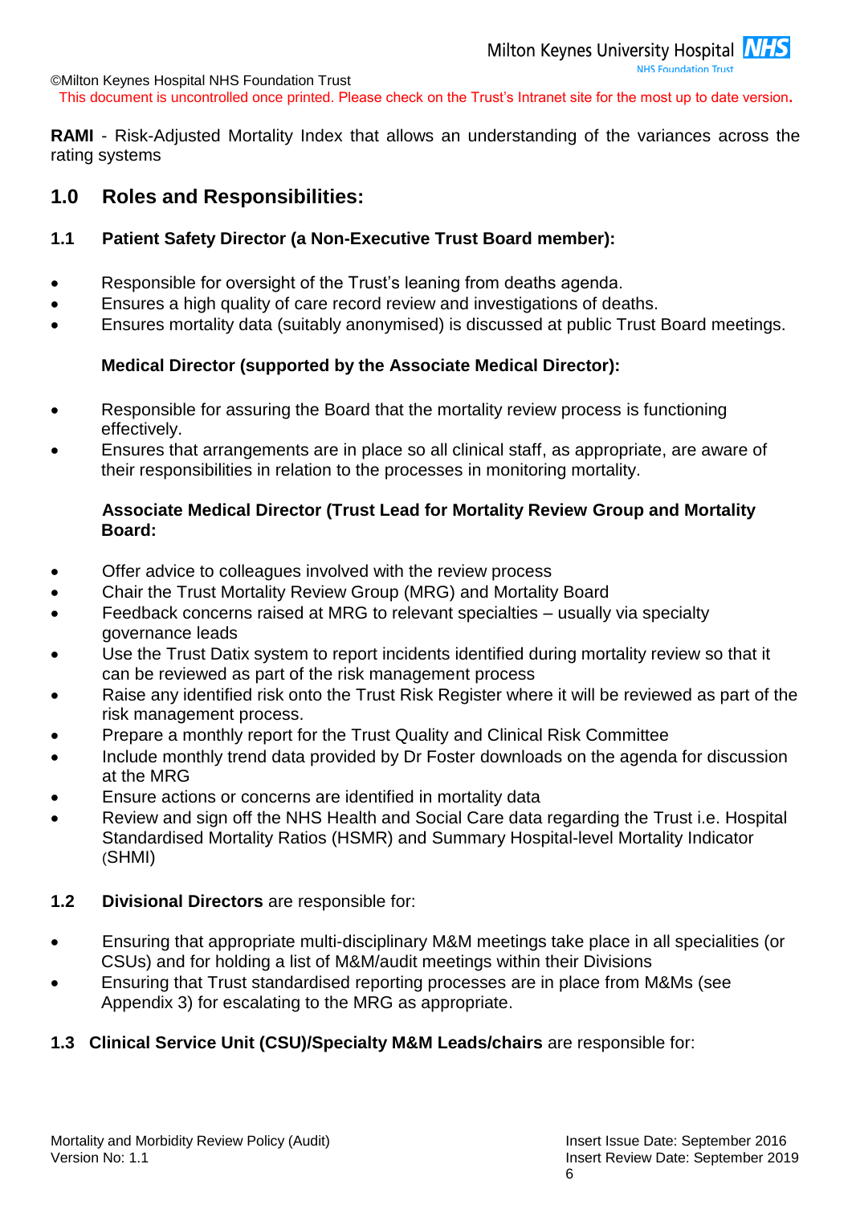**RAMI** - Risk-Adjusted Mortality Index that allows an understanding of the variances across the rating systems

## 1.0 Roles and Responsibilities:

### 1.1 Patient Safety Director (a Non-Executive Trust Board member):

- Responsible for oversight of the Trust's leaning from deaths agenda.
- Ensures a high quality of care record review and investigations of deaths.
- Ensures mortality data (suitably anonymised) is discussed at public Trust Board meetings.

**Medical Director (supported by the Associate Medical Director):**

- Responsible for assuring the Board that the mortality review process is functioning effectively.
- Ensures that arrangements are in place so all clinical staff, as appropriate, are aware of their responsibilities in relation to the processes in monitoring mortality.

**Associate Medical Director (Trust Lead for Mortality Review Group and Mortality Board:**

- Offer advice to colleagues involved with the review process
- Chair the Trust Mortality Review Group (MRG) and Mortality Board
- Feedback concerns raised at MRG to relevant specialties – usually via specialty governance leads
- Use the Trust Datix system to report incidents identified during mortality review so that it can be reviewed as part of the risk management process
- Raise any identified risk onto the Trust Risk Register where it will be reviewed as part of the risk management process.
- Prepare a monthly report for the Trust Quality and Clinical Risk Committee
- Include monthly trend data provided by Dr Foster downloads on the agenda for discussion at the MRG
- Ensure actions or concerns are identified in mortality data
- Review and sign off the NHS Health and Social Care data regarding the Trust i.e. Hospital Standardised Mortality Ratios (HSMR) and Summary Hospital-level Mortality Indicator (SHMI)

### 1.2 Divisional Directors are responsible for:

- Ensuring that appropriate multi-disciplinary M&M meetings take place in all specialities (or CSUs) and for holding a list of M&M/audit meetings within their Divisions
- Ensuring that Trust standardised reporting processes are in place from M&Ms (see Appendix 3) for escalating to the MRG as appropriate.

### 1.3 Clinical Service Unit (CSU)/Specialty M&M Leads/chairs are responsible for: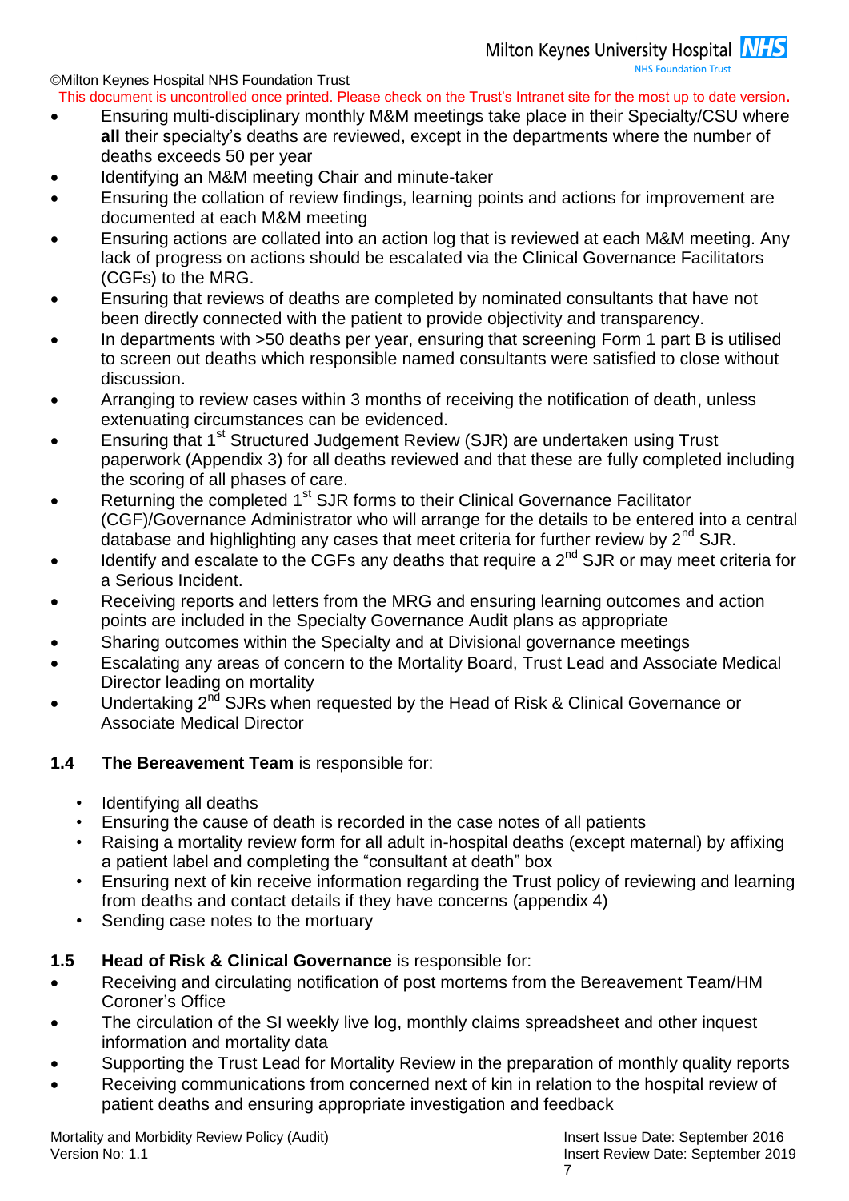- Ensuring multi-disciplinary monthly M&M meetings take place in their Specialty/CSU where **all** their specialty's deaths are reviewed, except in the departments where the number of deaths exceeds 50 per year
- Identifying an M&M meeting Chair and minute-taker
- Ensuring the collation of review findings, learning points and actions for improvement are documented at each M&M meeting
- Ensuring actions are collated into an action log that is reviewed at each M&M meeting. Any lack of progress on actions should be escalated via the Clinical Governance Facilitators (CGFs) to the MRG.
- Ensuring that reviews of deaths are completed by nominated consultants that have not been directly connected with the patient to provide objectivity and transparency.
- In departments with >50 deaths per year, ensuring that screening Form 1 part B is utilised to screen out deaths which responsible named consultants were satisfied to close without discussion.
- Arranging to review cases within 3 months of receiving the notification of death, unless extenuating circumstances can be evidenced.
- Ensuring that 1st Structured Judgement Review (SJR) are undertaken using Trust paperwork (Appendix 3) for all deaths reviewed and that these are fully completed including the scoring of all phases of care.
- Returning the completed 1st SJR forms to their Clinical Governance Facilitator (CGF)/Governance Administrator who will arrange for the details to be entered into a central database and highlighting any cases that meet criteria for further review by 2nd SJR.
- Identify and escalate to the CGFs any deaths that require a 2nd SJR or may meet criteria for a Serious Incident.
- Receiving reports and letters from the MRG and ensuring learning outcomes and action points are included in the Specialty Governance Audit plans as appropriate
- Sharing outcomes within the Specialty and at Divisional governance meetings
- Escalating any areas of concern to the Mortality Board, Trust Lead and Associate Medical Director leading on mortality
- Undertaking 2nd SJRs when requested by the Head of Risk & Clinical Governance or Associate Medical Director

### 1.4 **The Bereavement Team** is responsible for:

- Identifying all deaths
- Ensuring the cause of death is recorded in the case notes of all patients
- Raising a mortality review form for all adult in-hospital deaths (except maternal) by affixing a patient label and completing the "consultant at death" box
- Ensuring next of kin receive information regarding the Trust policy of reviewing and learning from deaths and contact details if they have concerns (appendix 4)
- Sending case notes to the mortuary

### 1.5 **Head of Risk & Clinical Governance** is responsible for:

- Receiving and circulating notification of post mortems from the Bereavement Team/HM Coroner's Office
- The circulation of the SI weekly live log, monthly claims spreadsheet and other inquest information and mortality data
- Supporting the Trust Lead for Mortality Review in the preparation of monthly quality reports
- Receiving communications from concerned next of kin in relation to the hospital review of patient deaths and ensuring appropriate investigation and feedback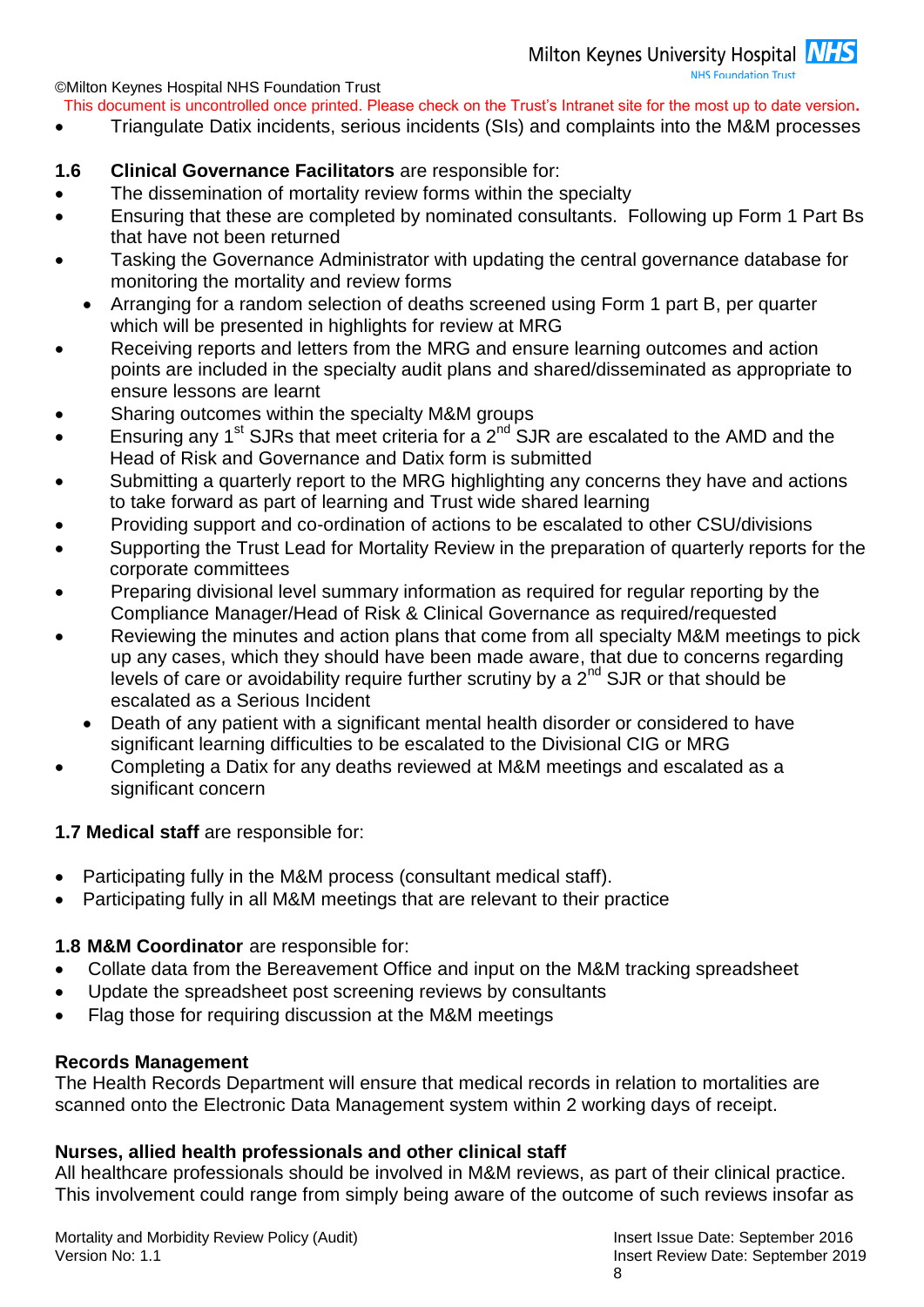- Triangulate Datix incidents, serious incidents (SIs) and complaints into the M&M processes

**1.6 Clinical Governance Facilitators** are responsible for:

- The dissemination of mortality review forms within the specialty
- Ensuring that these are completed by nominated consultants. Following up Form 1 Part Bs that have not been returned
- Tasking the Governance Administrator with updating the central governance database for monitoring the mortality and review forms
- Arranging for a random selection of deaths screened using Form 1 part B, per quarter which will be presented in highlights for review at MRG
- Receiving reports and letters from the MRG and ensure learning outcomes and action points are included in the specialty audit plans and shared/disseminated as appropriate to ensure lessons are learnt
- Sharing outcomes within the specialty M&M groups
- Ensuring any 1st SJRs that meet criteria for a 2nd SJR are escalated to the AMD and the Head of Risk and Governance and Datix form is submitted
- Submitting a quarterly report to the MRG highlighting any concerns they have and actions to take forward as part of learning and Trust wide shared learning
- Providing support and co-ordination of actions to be escalated to other CSU/divisions
- Supporting the Trust Lead for Mortality Review in the preparation of quarterly reports for the corporate committees
- Preparing divisional level summary information as required for regular reporting by the Compliance Manager/Head of Risk & Clinical Governance as required/requested
- Reviewing the minutes and action plans that come from all specialty M&M meetings to pick up any cases, which they should have been made aware, that due to concerns regarding levels of care or avoidability require further scrutiny by a 2nd SJR or that should be escalated as a Serious Incident
- Death of any patient with a significant mental health disorder or considered to have significant learning difficulties to be escalated to the Divisional CIG or MRG
- Completing a Datix for any deaths reviewed at M&M meetings and escalated as a significant concern

**1.7 Medical staff** are responsible for:

- Participating fully in the M&M process (consultant medical staff).
- Participating fully in all M&M meetings that are relevant to their practice

**1.8 M&M Coordinator** are responsible for:

- Collate data from the Bereavement Office and input on the M&M tracking spreadsheet
- Update the spreadsheet post screening reviews by consultants
- Flag those for requiring discussion at the M&M meetings

**Records Management**

The Health Records Department will ensure that medical records in relation to mortalities are scanned onto the Electronic Data Management system within 2 working days of receipt.

**Nurses, allied health professionals and other clinical staff**

All healthcare professionals should be involved in M&M reviews, as part of their clinical practice. This involvement could range from simply being aware of the outcome of such reviews insofar as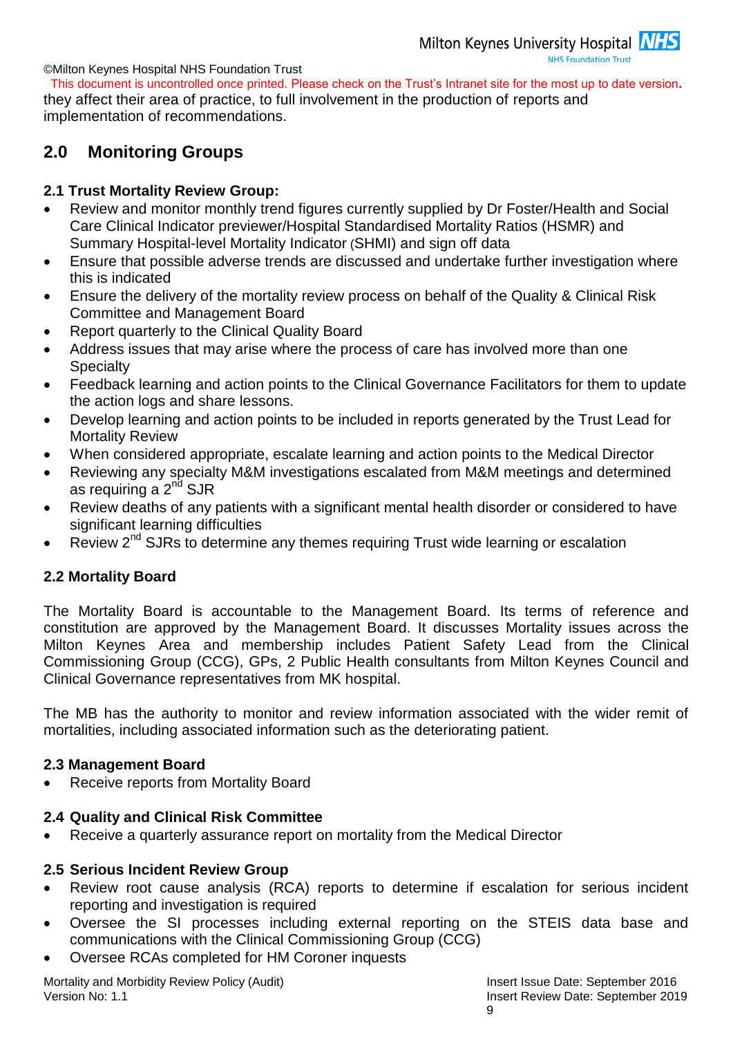they affect their area of practice, to full involvement in the production of reports and implementation of recommendations.

## 2.0 Monitoring Groups

### 2.1 Trust Mortality Review Group:

- Review and monitor monthly trend figures currently supplied by Dr Foster/Health and Social Care Clinical Indicator previewer/Hospital Standardised Mortality Ratios (HSMR) and Summary Hospital-level Mortality Indicator (SHMI) and sign off data
- Ensure that possible adverse trends are discussed and undertake further investigation where this is indicated
- Ensure the delivery of the mortality review process on behalf of the Quality & Clinical Risk Committee and Management Board
- Report quarterly to the Clinical Quality Board
- Address issues that may arise where the process of care has involved more than one Specialty
- Feedback learning and action points to the Clinical Governance Facilitators for them to update the action logs and share lessons.
- Develop learning and action points to be included in reports generated by the Trust Lead for Mortality Review
- When considered appropriate, escalate learning and action points to the Medical Director
- Reviewing any specialty M&M investigations escalated from M&M meetings and determined as requiring a 2nd SJR
- Review deaths of any patients with a significant mental health disorder or considered to have significant learning difficulties
- Review 2nd SJRs to determine any themes requiring Trust wide learning or escalation

### 2.2 Mortality Board

The Mortality Board is accountable to the Management Board. Its terms of reference and constitution are approved by the Management Board. It discusses Mortality issues across the Milton Keynes Area and membership includes Patient Safety Lead from the Clinical Commissioning Group (CCG), GPs, 2 Public Health consultants from Milton Keynes Council and Clinical Governance representatives from MK hospital.

The MB has the authority to monitor and review information associated with the wider remit of mortalities, including associated information such as the deteriorating patient.

### 2.3 Management Board

- Receive reports from Mortality Board

### 2.4 Quality and Clinical Risk Committee

- Receive a quarterly assurance report on mortality from the Medical Director

### 2.5 Serious Incident Review Group

- Review root cause analysis (RCA) reports to determine if escalation for serious incident reporting and investigation is required
- Oversee the SI processes including external reporting on the STEIS data base and communications with the Clinical Commissioning Group (CCG)
- Oversee RCAs completed for HM Coroner inquests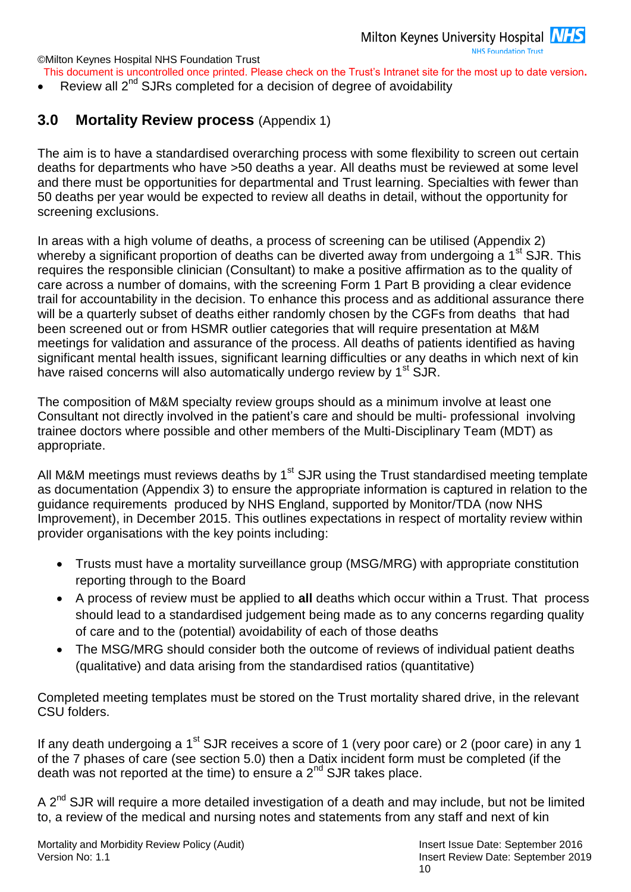- Review all 2nd SJRs completed for a decision of degree of avoidability

## 3.0 Mortality Review process (Appendix 1)

The aim is to have a standardised overarching process with some flexibility to screen out certain deaths for departments who have >50 deaths a year. All deaths must be reviewed at some level and there must be opportunities for departmental and Trust learning. Specialties with fewer than 50 deaths per year would be expected to review all deaths in detail, without the opportunity for screening exclusions.

In areas with a high volume of deaths, a process of screening can be utilised (Appendix 2) whereby a significant proportion of deaths can be diverted away from undergoing a 1st SJR. This requires the responsible clinician (Consultant) to make a positive affirmation as to the quality of care across a number of domains, with the screening Form 1 Part B providing a clear evidence trail for accountability in the decision. To enhance this process and as additional assurance there will be a quarterly subset of deaths either randomly chosen by the CGFs from deaths that had been screened out or from HSMR outlier categories that will require presentation at M&M meetings for validation and assurance of the process. All deaths of patients identified as having significant mental health issues, significant learning difficulties or any deaths in which next of kin have raised concerns will also automatically undergo review by 1st SJR.

The composition of M&M specialty review groups should as a minimum involve at least one Consultant not directly involved in the patient's care and should be multi- professional involving trainee doctors where possible and other members of the Multi-Disciplinary Team (MDT) as appropriate.

All M&M meetings must reviews deaths by 1st SJR using the Trust standardised meeting template as documentation (Appendix 3) to ensure the appropriate information is captured in relation to the guidance requirements produced by NHS England, supported by Monitor/TDA (now NHS Improvement), in December 2015. This outlines expectations in respect of mortality review within provider organisations with the key points including:

- Trusts must have a mortality surveillance group (MSG/MRG) with appropriate constitution reporting through to the Board
- A process of review must be applied to **all** deaths which occur within a Trust. That process should lead to a standardised judgement being made as to any concerns regarding quality of care and to the (potential) avoidability of each of those deaths
- The MSG/MRG should consider both the outcome of reviews of individual patient deaths (qualitative) and data arising from the standardised ratios (quantitative)

Completed meeting templates must be stored on the Trust mortality shared drive, in the relevant CSU folders.

If any death undergoing a 1st SJR receives a score of 1 (very poor care) or 2 (poor care) in any 1 of the 7 phases of care (see section 5.0) then a Datix incident form must be completed (if the death was not reported at the time) to ensure a 2nd SJR takes place.

A 2nd SJR will require a more detailed investigation of a death and may include, but not be limited to, a review of the medical and nursing notes and statements from any staff and next of kin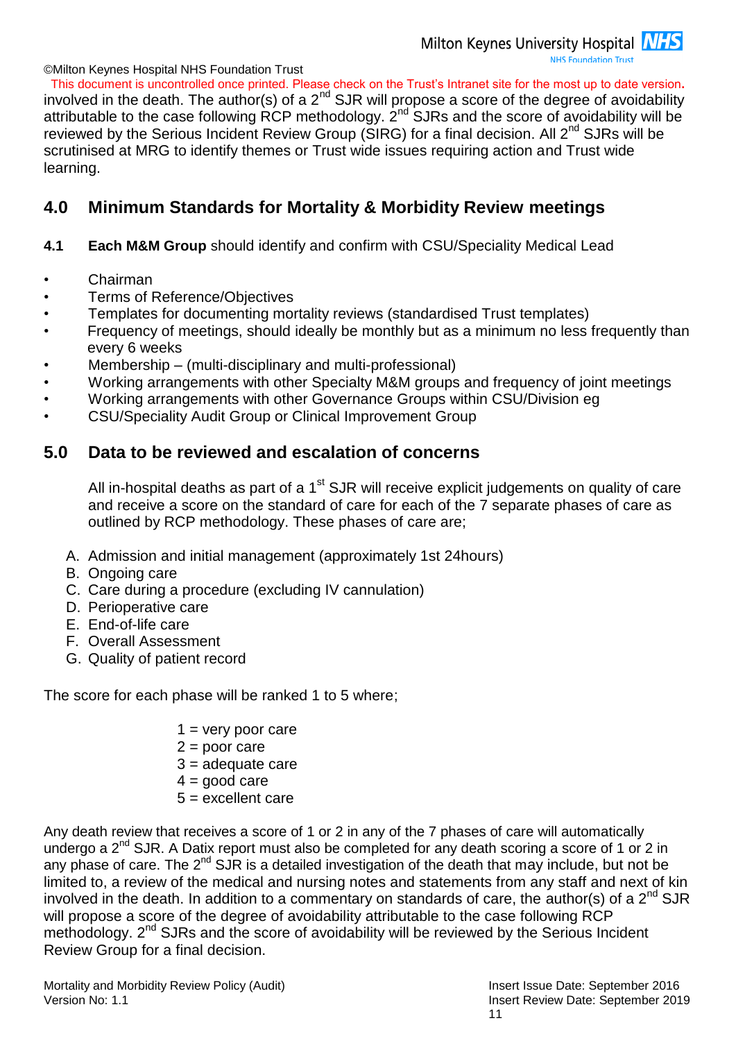involved in the death. The author(s) of a 2nd SJR will propose a score of the degree of avoidability attributable to the case following RCP methodology. 2nd SJRs and the score of avoidability will be reviewed by the Serious Incident Review Group (SIRG) for a final decision. All 2nd SJRs will be scrutinised at MRG to identify themes or Trust wide issues requiring action and Trust wide learning.

## 4.0 Minimum Standards for Mortality & Morbidity Review meetings

**4.1 Each M&M Group** should identify and confirm with CSU/Speciality Medical Lead

- Chairman
- Terms of Reference/Objectives
- Templates for documenting mortality reviews (standardised Trust templates)
- Frequency of meetings, should ideally be monthly but as a minimum no less frequently than every 6 weeks
- Membership – (multi-disciplinary and multi-professional)
- Working arrangements with other Specialty M&M groups and frequency of joint meetings
- Working arrangements with other Governance Groups within CSU/Division eg
- CSU/Speciality Audit Group or Clinical Improvement Group

## 5.0 Data to be reviewed and escalation of concerns

All in-hospital deaths as part of a 1st SJR will receive explicit judgements on quality of care and receive a score on the standard of care for each of the 7 separate phases of care as outlined by RCP methodology. These phases of care are;

A. Admission and initial management (approximately 1st 24hours)
B. Ongoing care
C. Care during a procedure (excluding IV cannulation)
D. Perioperative care
E. End-of-life care
F. Overall Assessment
G. Quality of patient record

The score for each phase will be ranked 1 to 5 where;

1 = very poor care
2 = poor care
3 = adequate care
4 = good care
5 = excellent care

Any death review that receives a score of 1 or 2 in any of the 7 phases of care will automatically undergo a 2nd SJR. A Datix report must also be completed for any death scoring a score of 1 or 2 in any phase of care. The 2nd SJR is a detailed investigation of the death that may include, but not be limited to, a review of the medical and nursing notes and statements from any staff and next of kin involved in the death. In addition to a commentary on standards of care, the author(s) of a 2nd SJR will propose a score of the degree of avoidability attributable to the case following RCP methodology. 2nd SJRs and the score of avoidability will be reviewed by the Serious Incident Review Group for a final decision.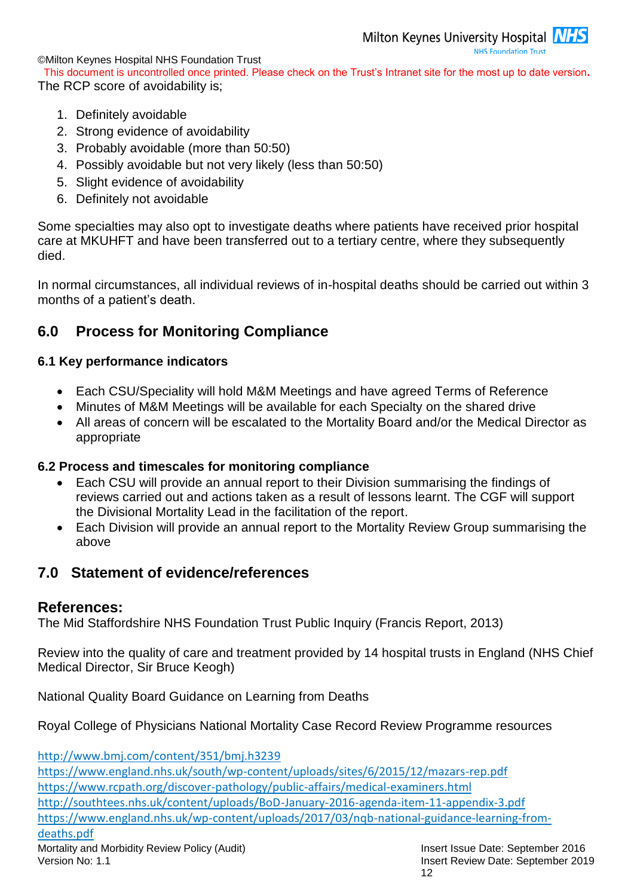The RCP score of avoidability is;

1. Definitely avoidable
2. Strong evidence of avoidability
3. Probably avoidable (more than 50:50)
4. Possibly avoidable but not very likely (less than 50:50)
5. Slight evidence of avoidability
6. Definitely not avoidable

Some specialties may also opt to investigate deaths where patients have received prior hospital care at MKUHFT and have been transferred out to a tertiary centre, where they subsequently died.

In normal circumstances, all individual reviews of in-hospital deaths should be carried out within 3 months of a patient's death.

## 6.0 Process for Monitoring Compliance

### 6.1 Key performance indicators

- Each CSU/Speciality will hold M&M Meetings and have agreed Terms of Reference
- Minutes of M&M Meetings will be available for each Specialty on the shared drive
- All areas of concern will be escalated to the Mortality Board and/or the Medical Director as appropriate

### 6.2 Process and timescales for monitoring compliance

- Each CSU will provide an annual report to their Division summarising the findings of reviews carried out and actions taken as a result of lessons learnt. The CGF will support the Divisional Mortality Lead in the facilitation of the report.
- Each Division will provide an annual report to the Mortality Review Group summarising the above

## 7.0 Statement of evidence/references

### References:

The Mid Staffordshire NHS Foundation Trust Public Inquiry (Francis Report, 2013)

Review into the quality of care and treatment provided by 14 hospital trusts in England (NHS Chief Medical Director, Sir Bruce Keogh)

National Quality Board Guidance on Learning from Deaths

Royal College of Physicians National Mortality Case Record Review Programme resources

http://www.bmj.com/content/351/bmj.h3239
https://www.england.nhs.uk/south/wp-content/uploads/sites/6/2015/12/mazars-rep.pdf
https://www.rcpath.org/discover-pathology/public-affairs/medical-examiners.html
http://southtees.nhs.uk/content/uploads/BoD-January-2016-agenda-item-11-appendix-3.pdf
https://www.england.nhs.uk/wp-content/uploads/2017/03/nqb-national-guidance-learning-from-deaths.pdf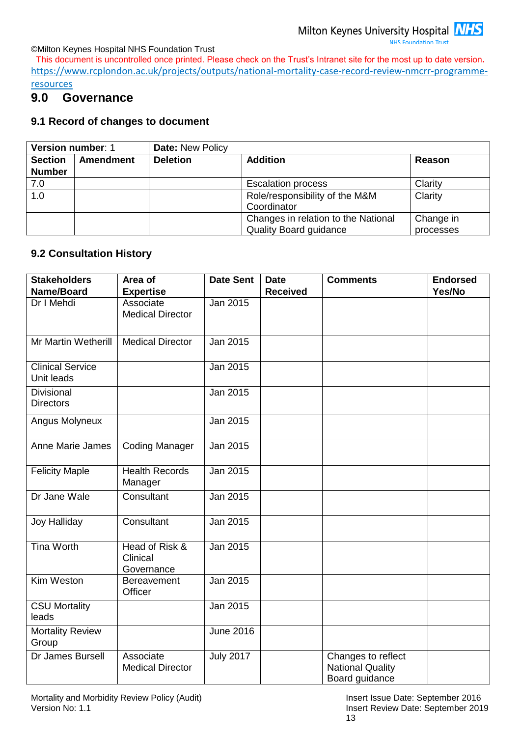https://www.rcplondon.ac.uk/projects/outputs/national-mortality-case-record-review-nmcrr-programme-resources

## 9.0 Governance

### 9.1 Record of changes to document

| **Version number**: 1 | | **Date:** New Policy | | |
|---|---|---|---|---|
| **Section Number** | **Amendment** | **Deletion** | **Addition** | **Reason** |
| 7.0 | | | Escalation process | Clarity |
| 1.0 | | | Role/responsibility of the M&M Coordinator | Clarity |
| | | | Changes in relation to the National Quality Board guidance | Change in processes |

### 9.2 Consultation History

| Stakeholders Name/Board | Area of Expertise | Date Sent | Date Received | Comments | Endorsed Yes/No |
|---|---|---|---|---|---|
| Dr I Mehdi | Associate Medical Director | Jan 2015 | | | |
| Mr Martin Wetherill | Medical Director | Jan 2015 | | | |
| Clinical Service Unit leads | | Jan 2015 | | | |
| Divisional Directors | | Jan 2015 | | | |
| Angus Molyneux | | Jan 2015 | | | |
| Anne Marie James | Coding Manager | Jan 2015 | | | |
| Felicity Maple | Health Records Manager | Jan 2015 | | | |
| Dr Jane Wale | Consultant | Jan 2015 | | | |
| Joy Halliday | Consultant | Jan 2015 | | | |
| Tina Worth | Head of Risk & Clinical Governance | Jan 2015 | | | |
| Kim Weston | Bereavement Officer | Jan 2015 | | | |
| CSU Mortality leads | | Jan 2015 | | | |
| Mortality Review Group | | June 2016 | | | |
| Dr James Bursell | Associate Medical Director | July 2017 | | Changes to reflect National Quality Board guidance | |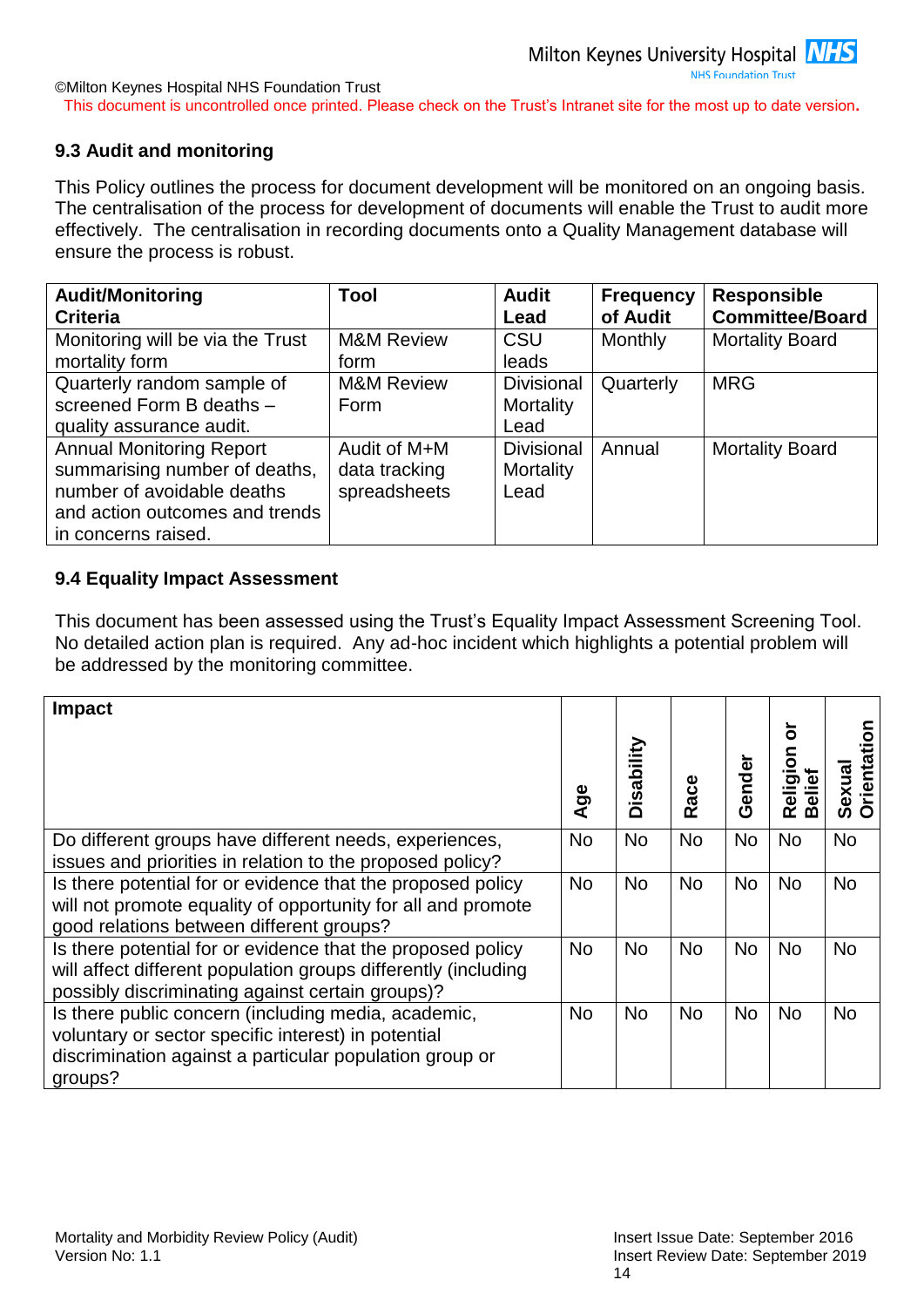### 9.3 Audit and monitoring

This Policy outlines the process for document development will be monitored on an ongoing basis. The centralisation of the process for development of documents will enable the Trust to audit more effectively. The centralisation in recording documents onto a Quality Management database will ensure the process is robust.

| Audit/Monitoring Criteria | Tool | Audit Lead | Frequency of Audit | Responsible Committee/Board |
|---|---|---|---|---|
| Monitoring will be via the Trust mortality form | M&M Review form | CSU leads | Monthly | Mortality Board |
| Quarterly random sample of screened Form B deaths – quality assurance audit. | M&M Review Form | Divisional Mortality Lead | Quarterly | MRG |
| Annual Monitoring Report summarising number of deaths, number of avoidable deaths and action outcomes and trends in concerns raised. | Audit of M+M data tracking spreadsheets | Divisional Mortality Lead | Annual | Mortality Board |

### 9.4 Equality Impact Assessment

This document has been assessed using the Trust's Equality Impact Assessment Screening Tool. No detailed action plan is required. Any ad-hoc incident which highlights a potential problem will be addressed by the monitoring committee.

| Impact | Age | Disability | Race | Gender | Religion or Belief | Sexual Orientation |
|---|---|---|---|---|---|---|
| Do different groups have different needs, experiences, issues and priorities in relation to the proposed policy? | No | No | No | No | No | No |
| Is there potential for or evidence that the proposed policy will not promote equality of opportunity for all and promote good relations between different groups? | No | No | No | No | No | No |
| Is there potential for or evidence that the proposed policy will affect different population groups differently (including possibly discriminating against certain groups)? | No | No | No | No | No | No |
| Is there public concern (including media, academic, voluntary or sector specific interest) in potential discrimination against a particular population group or groups? | No | No | No | No | No | No |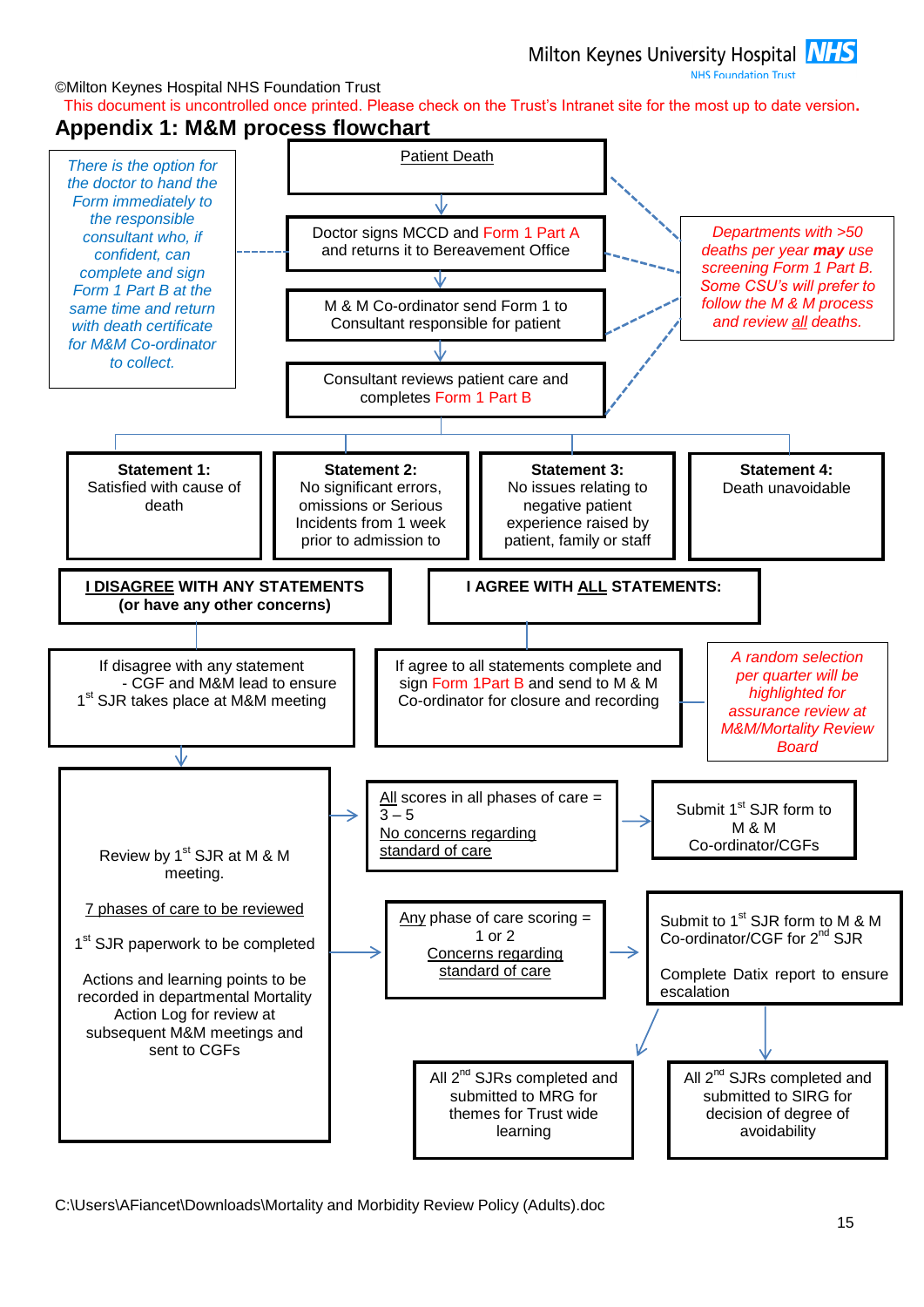©Milton Keynes Hospital NHS Foundation Trust

This document is uncontrolled once printed. Please check on the Trust's Intranet site for the most up to date version.

## Appendix 1: M&M process flowchart

Patient Death

Doctor signs MCCD and Form 1 Part A and returns it to Bereavement Office

M & M Co-ordinator send Form 1 to Consultant responsible for patient

Consultant reviews patient care and completes Form 1 Part B

*There is the option for the doctor to hand the Form immediately to the responsible consultant who, if confident, can complete and sign Form 1 Part B at the same time and return with death certificate for M&M Co-ordinator to collect.*

*Departments with >50 deaths per year **may** use screening Form 1 Part B. Some CSU's will prefer to follow the M & M process and review all deaths.*

**Statement 1:** Satisfied with cause of death

**Statement 2:** No significant errors, omissions or Serious Incidents from 1 week prior to admission to

**Statement 3:** No issues relating to negative patient experience raised by patient, family or staff

**Statement 4:** Death unavoidable

**I DISAGREE WITH ANY STATEMENTS (or have any other concerns)**

If disagree with any statement - CGF and M&M lead to ensure 1st SJR takes place at M&M meeting

Review by 1st SJR at M & M meeting.

7 phases of care to be reviewed

1st SJR paperwork to be completed

Actions and learning points to be recorded in departmental Mortality Action Log for review at subsequent M&M meetings and sent to CGFs

All scores in all phases of care = 3 – 5; No concerns regarding standard of care → Submit 1st SJR form to M & M Co-ordinator/CGFs

Any phase of care scoring = 1 or 2; Concerns regarding standard of care → Submit to 1st SJR form to M & M Co-ordinator/CGF for 2nd SJR. Complete Datix report to ensure escalation

- All 2nd SJRs completed and submitted to MRG for themes for Trust wide learning
- All 2nd SJRs completed and submitted to SIRG for decision of degree of avoidability

**I AGREE WITH ALL STATEMENTS:**

If agree to all statements complete and sign Form 1Part B and send to M & M Co-ordinator for closure and recording

*A random selection per quarter will be highlighted for assurance review at M&M/Mortality Review Board*

C:\Users\AFiancet\Downloads\Mortality and Morbidity Review Policy (Adults).doc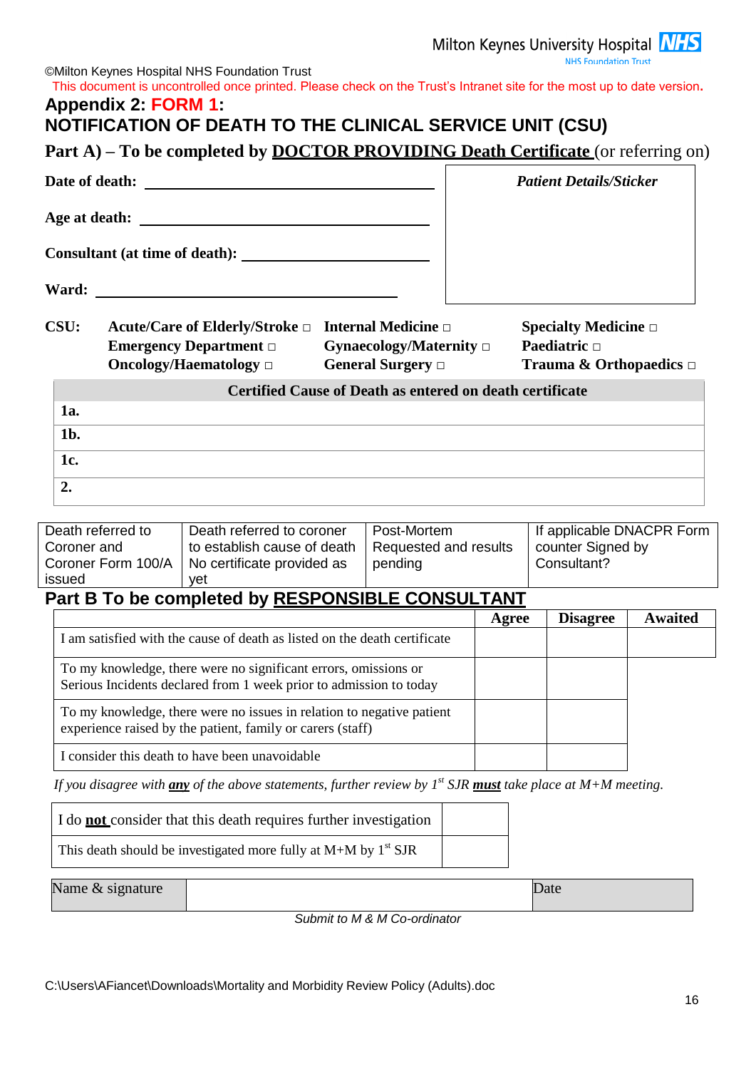©Milton Keynes Hospital NHS Foundation Trust

This document is uncontrolled once printed. Please check on the Trust's Intranet site for the most up to date version.

## Appendix 2: FORM 1:

## NOTIFICATION OF DEATH TO THE CLINICAL SERVICE UNIT (CSU)

### Part A) – To be completed by DOCTOR PROVIDING Death Certificate (or referring on)

**Date of death:** ______________________

**Age at death:** ______________________

**Consultant (at time of death):** ______________________

**Ward:** ______________________

*Patient Details/Sticker*

**CSU:**

| | | |
|---|---|---|
| **Acute/Care of Elderly/Stroke** □ | **Internal Medicine** □ | **Specialty Medicine** □ |
| **Emergency Department** □ | **Gynaecology/Maternity** □ | **Paediatric** □ |
| **Oncology/Haematology** □ | **General Surgery** □ | **Trauma & Orthopaedics** □ |

| Certified Cause of Death as entered on death certificate |
|---|
| **1a.** |
| **1b.** |
| **1c.** |
| **2.** |

| Death referred to Coroner and Coroner Form 100/A issued | Death referred to coroner to establish cause of death No certificate provided as yet | Post-Mortem Requested and results pending | If applicable DNACPR Form counter Signed by Consultant? |
|---|---|---|---|

### Part B To be completed by RESPONSIBLE CONSULTANT

| | Agree | Disagree | Awaited |
|---|---|---|---|
| I am satisfied with the cause of death as listed on the death certificate | | | |
| To my knowledge, there were no significant errors, omissions or Serious Incidents declared from 1 week prior to admission to today | | | |
| To my knowledge, there were no issues in relation to negative patient experience raised by the patient, family or carers (staff) | | | |
| I consider this death to have been unavoidable | | | |

*If you disagree with **any** of the above statements, further review by 1st SJR **must** take place at M+M meeting.*

| | |
|---|---|
| I do **not** consider that this death requires further investigation | |
| This death should be investigated more fully at M+M by 1st SJR | |

| Name & signature | | Date |
|---|---|---|

*Submit to M & M Co-ordinator*

C:\Users\AFiancet\Downloads\Mortality and Morbidity Review Policy (Adults).doc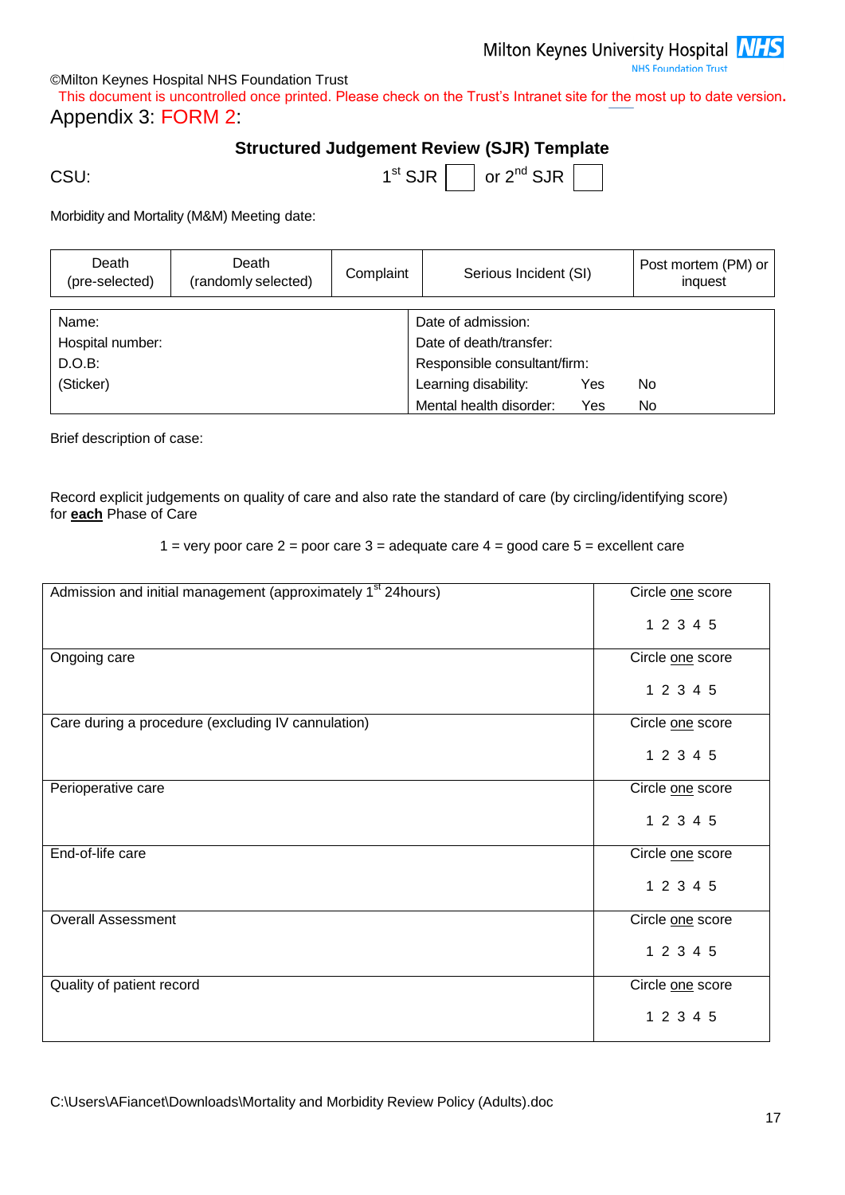©Milton Keynes Hospital NHS Foundation Trust

This document is uncontrolled once printed. Please check on the Trust's Intranet site for the most up to date version.

Appendix 3: FORM 2:

## Structured Judgement Review (SJR) Template

CSU: 1st SJR ☐ or 2nd SJR ☐

Morbidity and Mortality (M&M) Meeting date:

| Death (pre-selected) | Death (randomly selected) | Complaint | Serious Incident (SI) | Post mortem (PM) or inquest |
|---|---|---|---|---|

| | |
|---|---|
| Name: | Date of admission: |
| Hospital number: | Date of death/transfer: |
| D.O.B: | Responsible consultant/firm: |
| (Sticker) | Learning disability: Yes No |
| | Mental health disorder: Yes No |

Brief description of case:

Record explicit judgements on quality of care and also rate the standard of care (by circling/identifying score) for **each** Phase of Care

1 = very poor care 2 = poor care 3 = adequate care 4 = good care 5 = excellent care

| | |
|---|---|
| Admission and initial management (approximately 1st 24hours) | Circle one score<br>1 2 3 4 5 |
| Ongoing care | Circle one score<br>1 2 3 4 5 |
| Care during a procedure (excluding IV cannulation) | Circle one score<br>1 2 3 4 5 |
| Perioperative care | Circle one score<br>1 2 3 4 5 |
| End-of-life care | Circle one score<br>1 2 3 4 5 |
| Overall Assessment | Circle one score<br>1 2 3 4 5 |
| Quality of patient record | Circle one score<br>1 2 3 4 5 |

C:\Users\AFiancet\Downloads\Mortality and Morbidity Review Policy (Adults).doc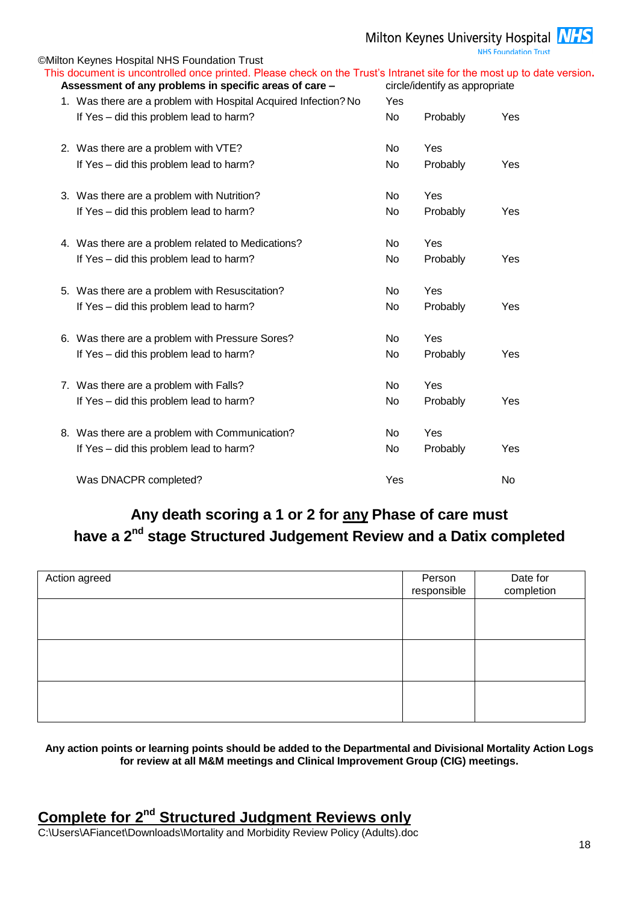©Milton Keynes Hospital NHS Foundation Trust

This document is uncontrolled once printed. Please check on the Trust's Intranet site for the most up to date version.

| **Assessment of any problems in specific areas of care –** | circle/identify as appropriate | | |
|---|---|---|---|
| 1. Was there are a problem with Hospital Acquired Infection? | No | Yes | |
| If Yes – did this problem lead to harm? | No | Probably | Yes |
| 2. Was there are a problem with VTE? | No | Yes | |
| If Yes – did this problem lead to harm? | No | Probably | Yes |
| 3. Was there are a problem with Nutrition? | No | Yes | |
| If Yes – did this problem lead to harm? | No | Probably | Yes |
| 4. Was there are a problem related to Medications? | No | Yes | |
| If Yes – did this problem lead to harm? | No | Probably | Yes |
| 5. Was there are a problem with Resuscitation? | No | Yes | |
| If Yes – did this problem lead to harm? | No | Probably | Yes |
| 6. Was there are a problem with Pressure Sores? | No | Yes | |
| If Yes – did this problem lead to harm? | No | Probably | Yes |
| 7. Was there are a problem with Falls? | No | Yes | |
| If Yes – did this problem lead to harm? | No | Probably | Yes |
| 8. Was there are a problem with Communication? | No | Yes | |
| If Yes – did this problem lead to harm? | No | Probably | Yes |
| Was DNACPR completed? | Yes | | No |

**Any death scoring a 1 or 2 for any Phase of care must have a 2nd stage Structured Judgement Review and a Datix completed**

| Action agreed | Person responsible | Date for completion |
|---|---|---|
| | | |
| | | |
| | | |

**Any action points or learning points should be added to the Departmental and Divisional Mortality Action Logs for review at all M&M meetings and Clinical Improvement Group (CIG) meetings.**

## Complete for 2nd Structured Judgment Reviews only

C:\Users\AFiancet\Downloads\Mortality and Morbidity Review Policy (Adults).doc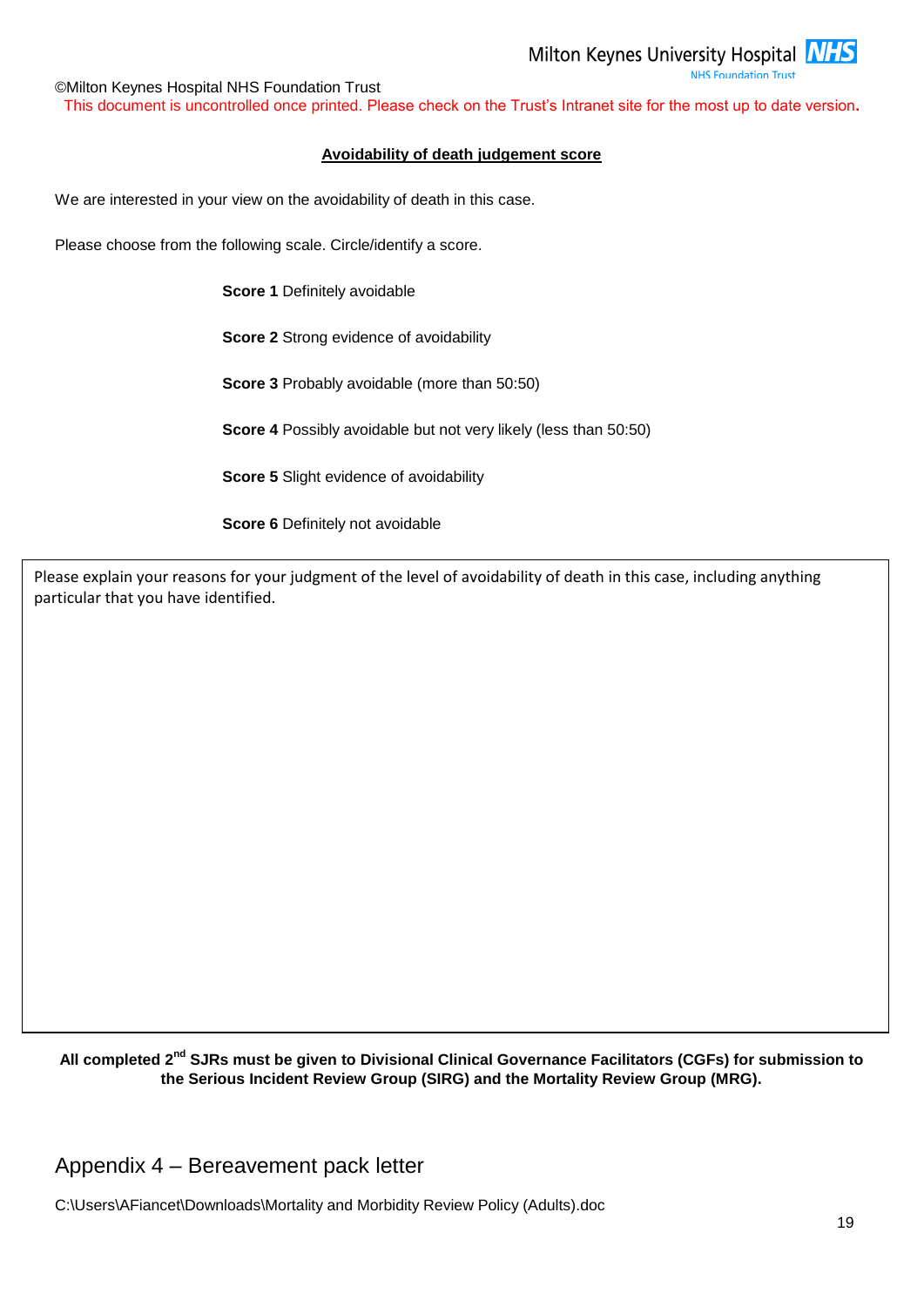©Milton Keynes Hospital NHS Foundation Trust

This document is uncontrolled once printed. Please check on the Trust's Intranet site for the most up to date version.

**Avoidability of death judgement score**

We are interested in your view on the avoidability of death in this case.

Please choose from the following scale. Circle/identify a score.

**Score 1** Definitely avoidable

**Score 2** Strong evidence of avoidability

**Score 3** Probably avoidable (more than 50:50)

**Score 4** Possibly avoidable but not very likely (less than 50:50)

**Score 5** Slight evidence of avoidability

**Score 6** Definitely not avoidable

| Please explain your reasons for your judgment of the level of avoidability of death in this case, including anything particular that you have identified. |
|---|
| |

**All completed 2nd SJRs must be given to Divisional Clinical Governance Facilitators (CGFs) for submission to the Serious Incident Review Group (SIRG) and the Mortality Review Group (MRG).**

## Appendix 4 – Bereavement pack letter

C:\Users\AFiancet\Downloads\Mortality and Morbidity Review Policy (Adults).doc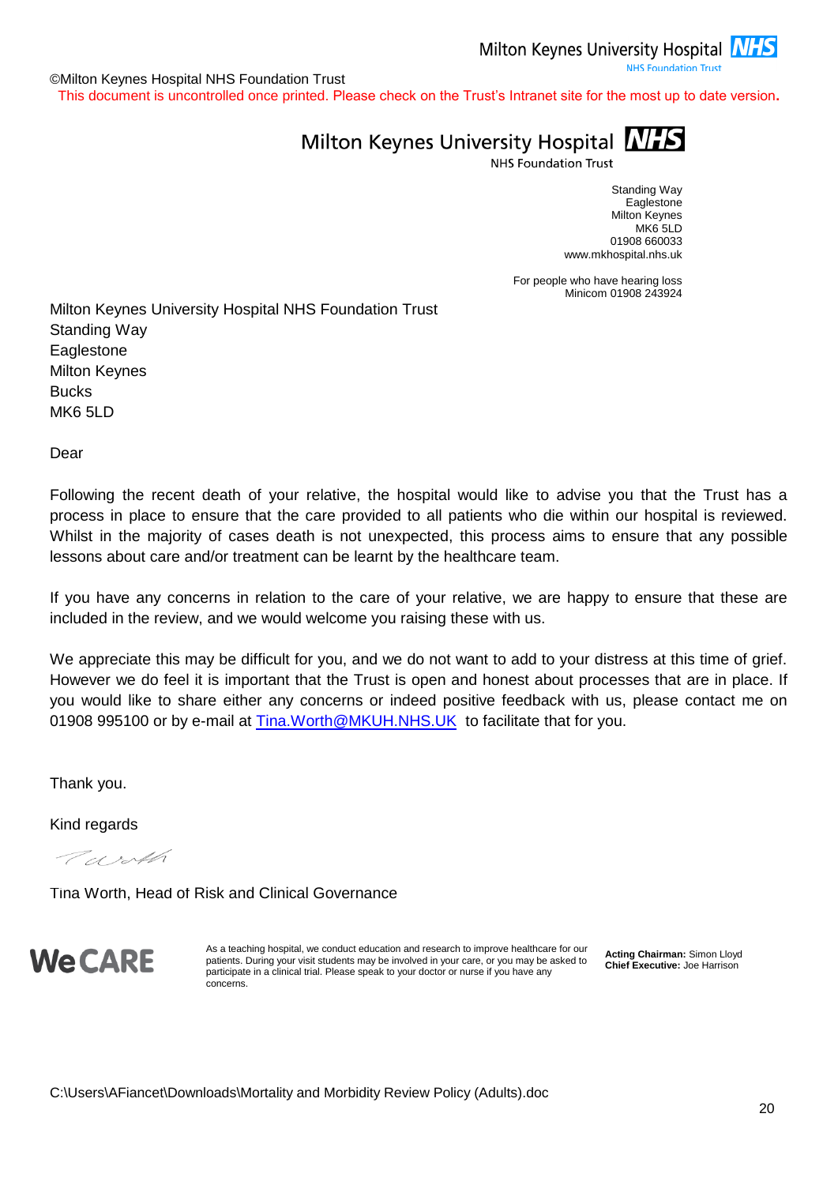©Milton Keynes Hospital NHS Foundation Trust

This document is uncontrolled once printed. Please check on the Trust's Intranet site for the most up to date version.

Milton Keynes University Hospital NHS
NHS Foundation Trust

Standing Way
Eaglestone
Milton Keynes
MK6 5LD
01908 660033
www.mkhospital.nhs.uk

For people who have hearing loss
Minicom 01908 243924

Milton Keynes University Hospital NHS Foundation Trust
Standing Way
Eaglestone
Milton Keynes
Bucks
MK6 5LD

Dear

Following the recent death of your relative, the hospital would like to advise you that the Trust has a process in place to ensure that the care provided to all patients who die within our hospital is reviewed. Whilst in the majority of cases death is not unexpected, this process aims to ensure that any possible lessons about care and/or treatment can be learnt by the healthcare team.

If you have any concerns in relation to the care of your relative, we are happy to ensure that these are included in the review, and we would welcome you raising these with us.

We appreciate this may be difficult for you, and we do not want to add to your distress at this time of grief. However we do feel it is important that the Trust is open and honest about processes that are in place. If you would like to share either any concerns or indeed positive feedback with us, please contact me on 01908 995100 or by e-mail at Tina.Worth@MKUH.NHS.UK to facilitate that for you.

Thank you.

Kind regards

Tina Worth, Head of Risk and Clinical Governance

We CARE

As a teaching hospital, we conduct education and research to improve healthcare for our patients. During your visit students may be involved in your care, or you may be asked to participate in a clinical trial. Please speak to your doctor or nurse if you have any concerns.

**Acting Chairman:** Simon Lloyd
**Chief Executive:** Joe Harrison

C:\Users\AFiancet\Downloads\Mortality and Morbidity Review Policy (Adults).doc